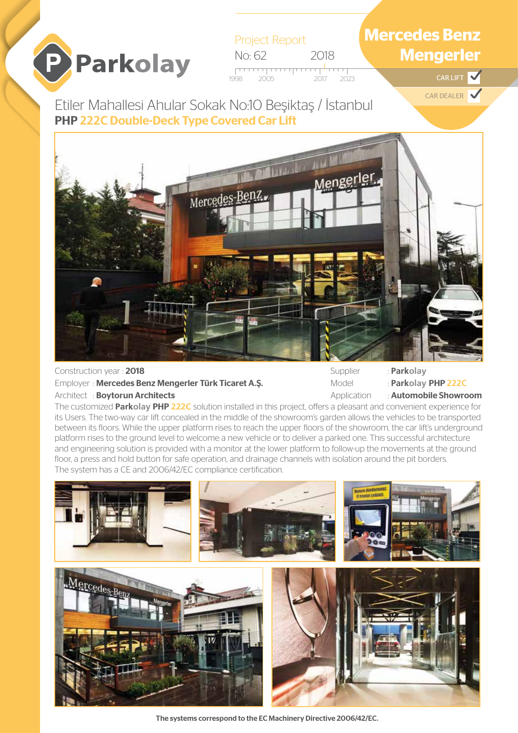# Parkolay

Project Report

No: 62 2018

1998 2005 2017 2023

## Mercedes Benz Mengerler

CAR LIFT ✓

CAR DEALER ✓

Etiler Mahallesi Ahular Sokak No:10 Beşiktaş / İstanbul

**PHP 222C Double-Deck Type Covered Car Lift**

Construction year : **2018**

Employer : **Mercedes Benz Mengerler Türk Ticaret A.Ş.**

Architect : **Boytorun Architects**

Supplier : **Parkolay**

Model : **Parkolay PHP 222C**

Application : **Automobile Showroom**

The customized **Parkolay PHP 222C** solution installed in this project, offers a pleasant and convenient experience for its Users. The two-way car lift concealed in the middle of the showroom's garden allows the vehicles to be transported between its floors. While the upper platform rises to reach the upper floors of the showroom, the car lift's underground platform rises to the ground level to welcome a new vehicle or to deliver a parked one. This successful architecture and engineering solution is provided with a monitor at the lower platform to follow-up the movements at the ground floor, a press and hold button for safe operation, and drainage channels with isolation around the pit borders. The system has a CE and 2006/42/EC compliance certification.

**The systems correspond to the EC Machinery Directive 2006/42/EC.**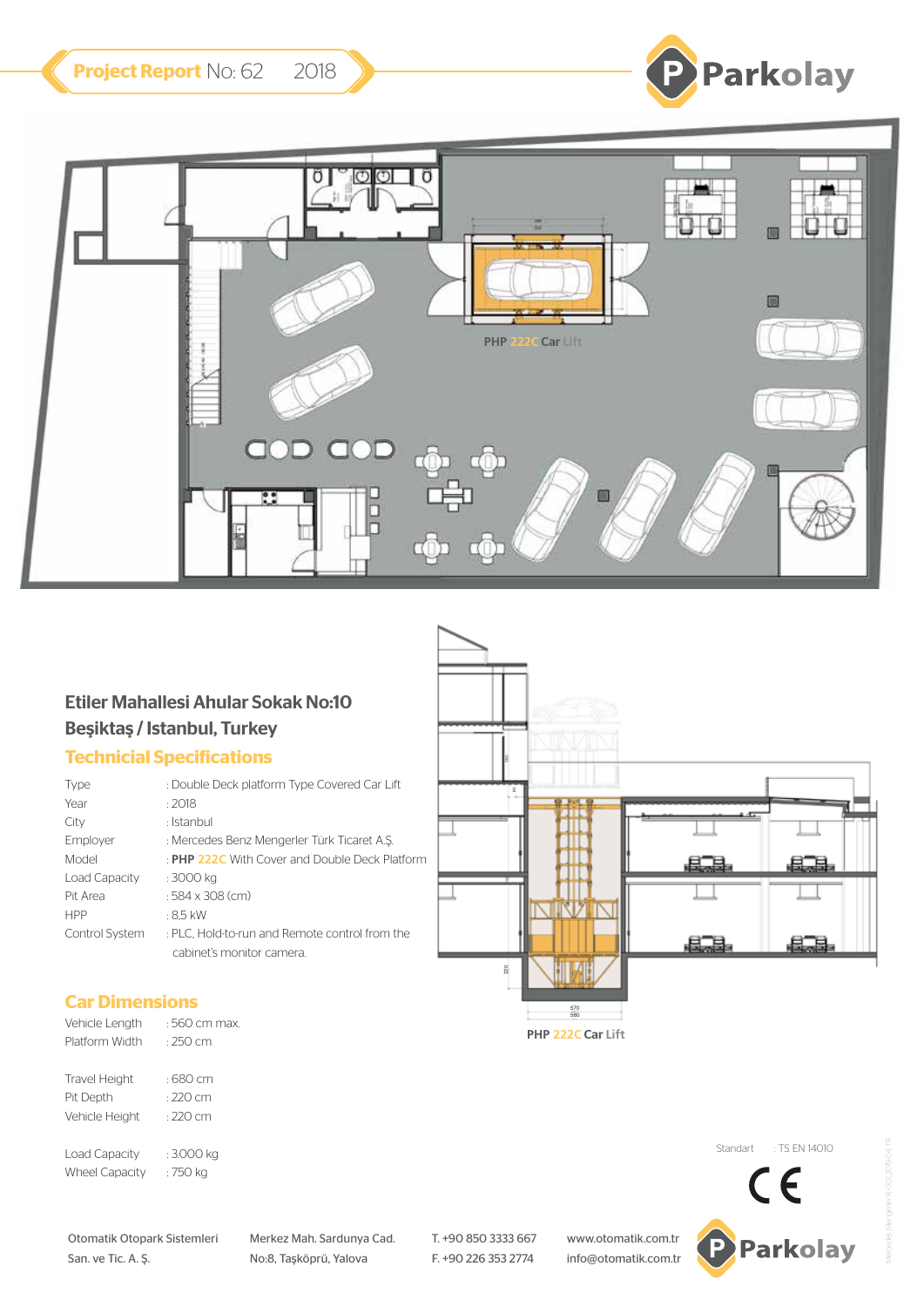Project Report No: 62 2018

PHP 222C Car Lift

## Etiler Mahallesi Ahular Sokak No:10
## Beşiktaş / Istanbul, Turkey

### Technicial Specifications

| | |
|---|---|
| Type | : Double Deck platform Type Covered Car Lift |
| Year | : 2018 |
| City | : Istanbul |
| Employer | : Mercedes Benz Mengerler Türk Ticaret A.Ş. |
| Model | : **PHP 222C** With Cover and Double Deck Platform |
| Load Capacity | : 3000 kg |
| Pit Area | : 584 x 308 (cm) |
| HPP | : 8,5 kW |
| Control System | : PLC, Hold-to-run and Remote control from the cabinet's monitor camera. |

### Car Dimensions

| | |
|---|---|
| Vehicle Length | : 560 cm max. |
| Platform Width | : 250 cm |
| Travel Height | : 680 cm |
| Pit Depth | : 220 cm |
| Vehicle Height | : 220 cm |
| Load Capacity | : 3.000 kg |
| Wheel Capacity | : 750 kg |

PHP 222C Car Lift

Standart : TS EN 14010

CE

Otomatik Otopark Sistemleri San. ve Tic. A. Ş.

Merkez Mah. Sardunya Cad. No:8, Taşköprü, Yalova

T. +90 850 3333 667
F. +90 226 353 2774

www.otomatik.com.tr
info@otomatik.com.tr

Parkolay